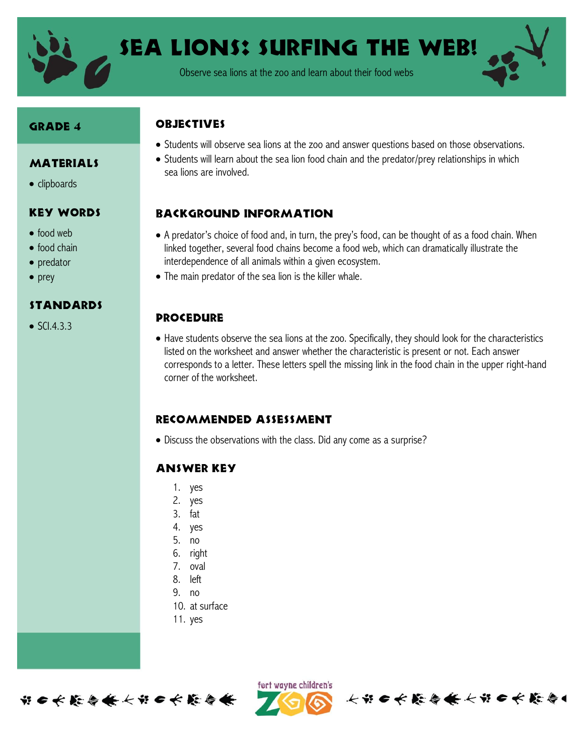# Sea Lions: Surfing the Web!

Observe sea lions at the zoo and learn about their food webs

## Grade 4

## Materials

- clipboards

## Key Words

- food web
- food chain
- predator
- prey

## Standards

- SCI.4.3.3

## Objectives

- Students will observe sea lions at the zoo and answer questions based on those observations.
- Students will learn about the sea lion food chain and the predator/prey relationships in which sea lions are involved.

## Background Information

- A predator's choice of food and, in turn, the prey's food, can be thought of as a food chain. When linked together, several food chains become a food web, which can dramatically illustrate the interdependence of all animals within a given ecosystem.
- The main predator of the sea lion is the killer whale.

## Procedure

- Have students observe the sea lions at the zoo. Specifically, they should look for the characteristics listed on the worksheet and answer whether the characteristic is present or not. Each answer corresponds to a letter. These letters spell the missing link in the food chain in the upper right-hand corner of the worksheet.

## Recommended Assessment

- Discuss the observations with the class. Did any come as a surprise?

## Answer Key

1. yes
2. yes
3. fat
4. yes
5. no
6. right
7. oval
8. left
9. no
10. at surface
11. yes

fort wayne children's ZOO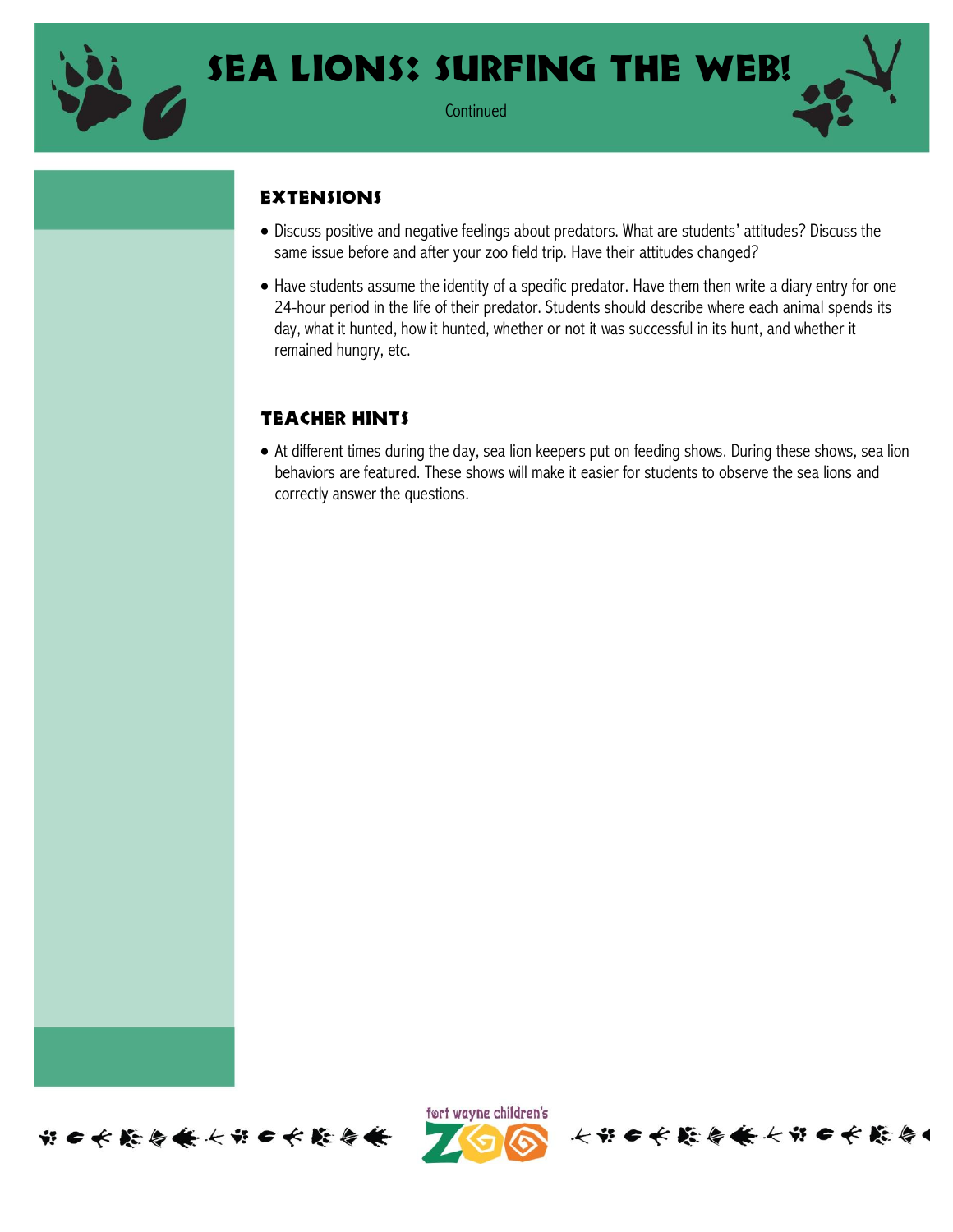# SEA LIONS: SURFING THE WEB!

Continued

## EXTENSIONS

- Discuss positive and negative feelings about predators. What are students' attitudes? Discuss the same issue before and after your zoo field trip. Have their attitudes changed?
- Have students assume the identity of a specific predator. Have them then write a diary entry for one 24-hour period in the life of their predator. Students should describe where each animal spends its day, what it hunted, how it hunted, whether or not it was successful in its hunt, and whether it remained hungry, etc.

## TEACHER HINTS

- At different times during the day, sea lion keepers put on feeding shows. During these shows, sea lion behaviors are featured. These shows will make it easier for students to observe the sea lions and correctly answer the questions.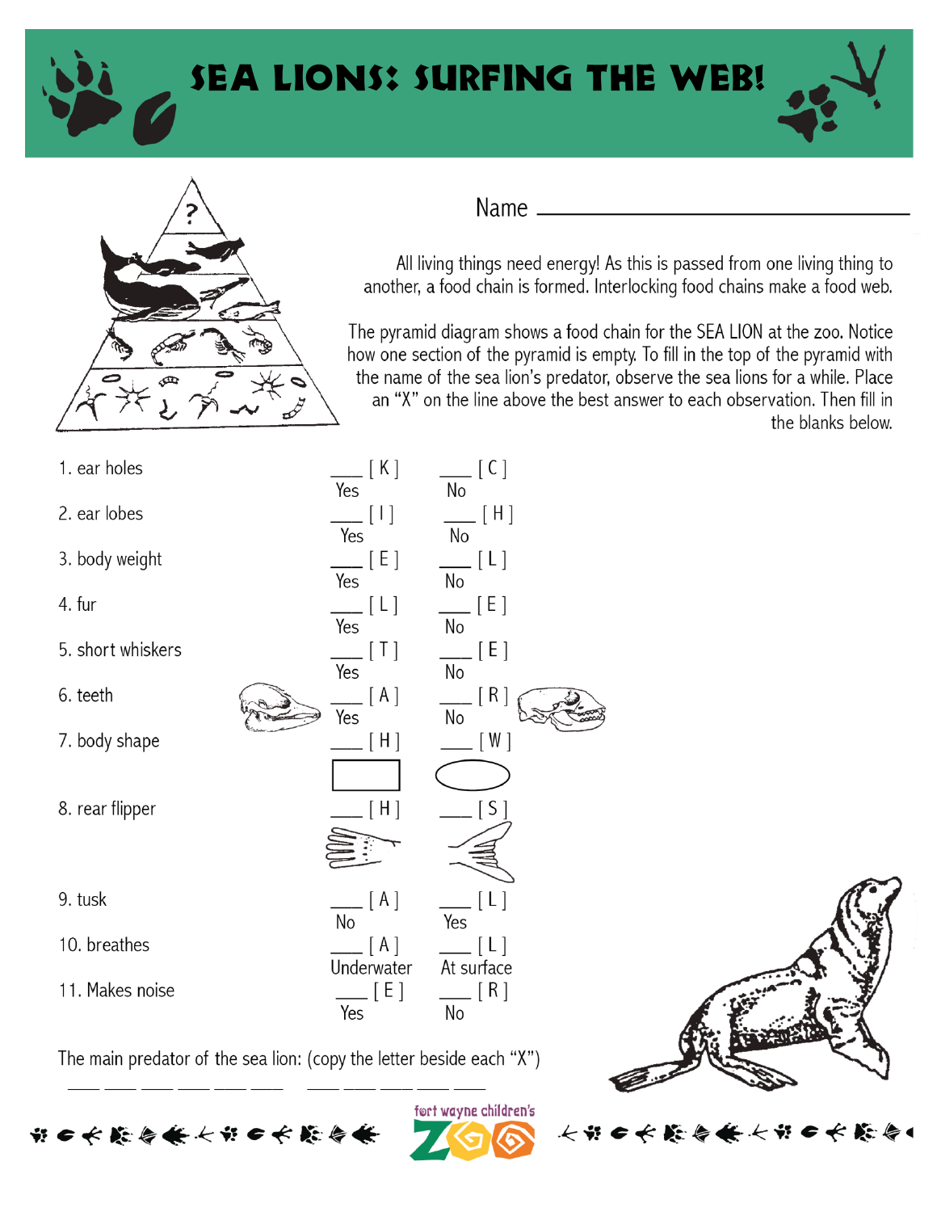# SEA LIONS: SURFING THE WEB!

Name ____________________

All living things need energy! As this is passed from one living thing to another, a food chain is formed. Interlocking food chains make a food web.

The pyramid diagram shows a food chain for the SEA LION at the zoo. Notice how one section of the pyramid is empty. To fill in the top of the pyramid with the name of the sea lion's predator, observe the sea lions for a while. Place an "X" on the line above the best answer to each observation. Then fill in the blanks below.

| | | |
|---|---|---|
| 1. ear holes | ____ [ K ] Yes | ____ [ C ] No |
| 2. ear lobes | ____ [ I ] Yes | ____ [ H ] No |
| 3. body weight | ____ [ E ] Yes | ____ [ L ] No |
| 4. fur | ____ [ L ] Yes | ____ [ E ] No |
| 5. short whiskers | ____ [ T ] Yes | ____ [ E ] No |
| 6. teeth | ____ [ A ] Yes | ____ [ R ] No |
| 7. body shape | ____ [ H ] | ____ [ W ] |
| 8. rear flipper | ____ [ H ] | ____ [ S ] |
| 9. tusk | ____ [ A ] No | ____ [ L ] Yes |
| 10. breathes | ____ [ A ] Underwater | ____ [ L ] At surface |
| 11. Makes noise | ____ [ E ] Yes | ____ [ R ] No |

The main predator of the sea lion: (copy the letter beside each "X")

___ ___ ___ ___ ___ ___   ___ ___ ___ ___ ___

fort wayne children's ZOO